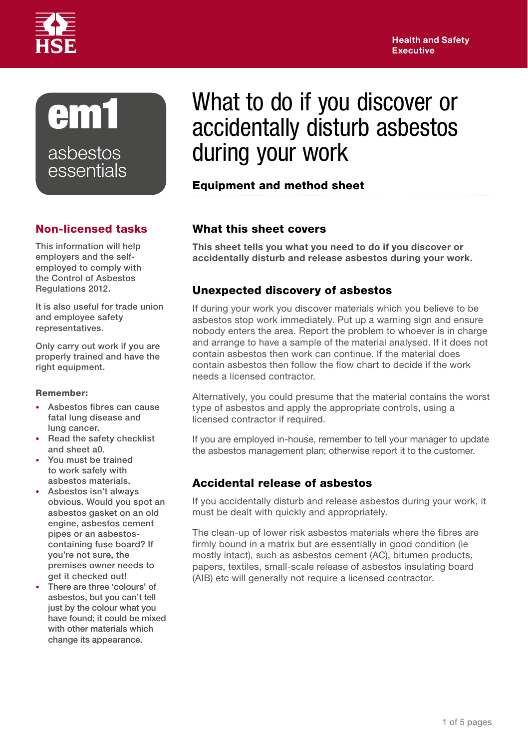HSE Health and Safety Executive

**em1**

asbestos essentials

# What to do if you discover or accidentally disturb asbestos during your work

## Equipment and method sheet

## Non-licensed tasks

This information will help employers and the self-employed to comply with the Control of Asbestos Regulations 2012.

It is also useful for trade union and employee safety representatives.

Only carry out work if you are properly trained and have the right equipment.

**Remember:**

- Asbestos fibres can cause fatal lung disease and lung cancer.
- Read the safety checklist and sheet a0.
- You must be trained to work safely with asbestos materials.
- Asbestos isn't always obvious. Would you spot an asbestos gasket on an old engine, asbestos cement pipes or an asbestos-containing fuse board? If you're not sure, the premises owner needs to get it checked out!
- There are three 'colours' of asbestos, but you can't tell just by the colour what you have found; it could be mixed with other materials which change its appearance.

## What this sheet covers

**This sheet tells you what you need to do if you discover or accidentally disturb and release asbestos during your work.**

## Unexpected discovery of asbestos

If during your work you discover materials which you believe to be asbestos stop work immediately. Put up a warning sign and ensure nobody enters the area. Report the problem to whoever is in charge and arrange to have a sample of the material analysed. If it does not contain asbestos then work can continue. If the material does contain asbestos then follow the flow chart to decide if the work needs a licensed contractor.

Alternatively, you could presume that the material contains the worst type of asbestos and apply the appropriate controls, using a licensed contractor if required.

If you are employed in-house, remember to tell your manager to update the asbestos management plan; otherwise report it to the customer.

## Accidental release of asbestos

If you accidentally disturb and release asbestos during your work, it must be dealt with quickly and appropriately.

The clean-up of lower risk asbestos materials where the fibres are firmly bound in a matrix but are essentially in good condition (ie mostly intact), such as asbestos cement (AC), bitumen products, papers, textiles, small-scale release of asbestos insulating board (AIB) etc will generally not require a licensed contractor.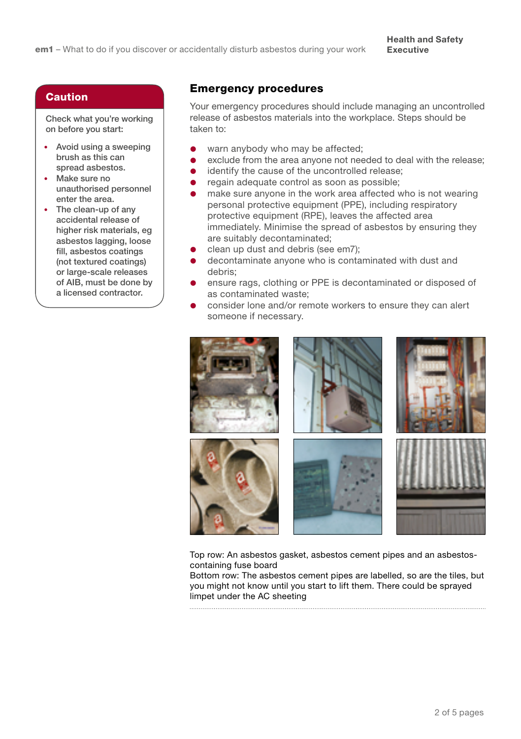## Caution

Check what you're working on before you start:

- Avoid using a sweeping brush as this can spread asbestos.
- Make sure no unauthorised personnel enter the area.
- The clean-up of any accidental release of higher risk materials, eg asbestos lagging, loose fill, asbestos coatings (not textured coatings) or large-scale releases of AIB, must be done by a licensed contractor.

## Emergency procedures

Your emergency procedures should include managing an uncontrolled release of asbestos materials into the workplace. Steps should be taken to:

- warn anybody who may be affected;
- exclude from the area anyone not needed to deal with the release;
- identify the cause of the uncontrolled release;
- regain adequate control as soon as possible;
- make sure anyone in the work area affected who is not wearing personal protective equipment (PPE), including respiratory protective equipment (RPE), leaves the affected area immediately. Minimise the spread of asbestos by ensuring they are suitably decontaminated;
- clean up dust and debris (see em7);
- decontaminate anyone who is contaminated with dust and debris;
- ensure rags, clothing or PPE is decontaminated or disposed of as contaminated waste;
- consider lone and/or remote workers to ensure they can alert someone if necessary.

Top row: An asbestos gasket, asbestos cement pipes and an asbestos-containing fuse board
Bottom row: The asbestos cement pipes are labelled, so are the tiles, but you might not know until you start to lift them. There could be sprayed limpet under the AC sheeting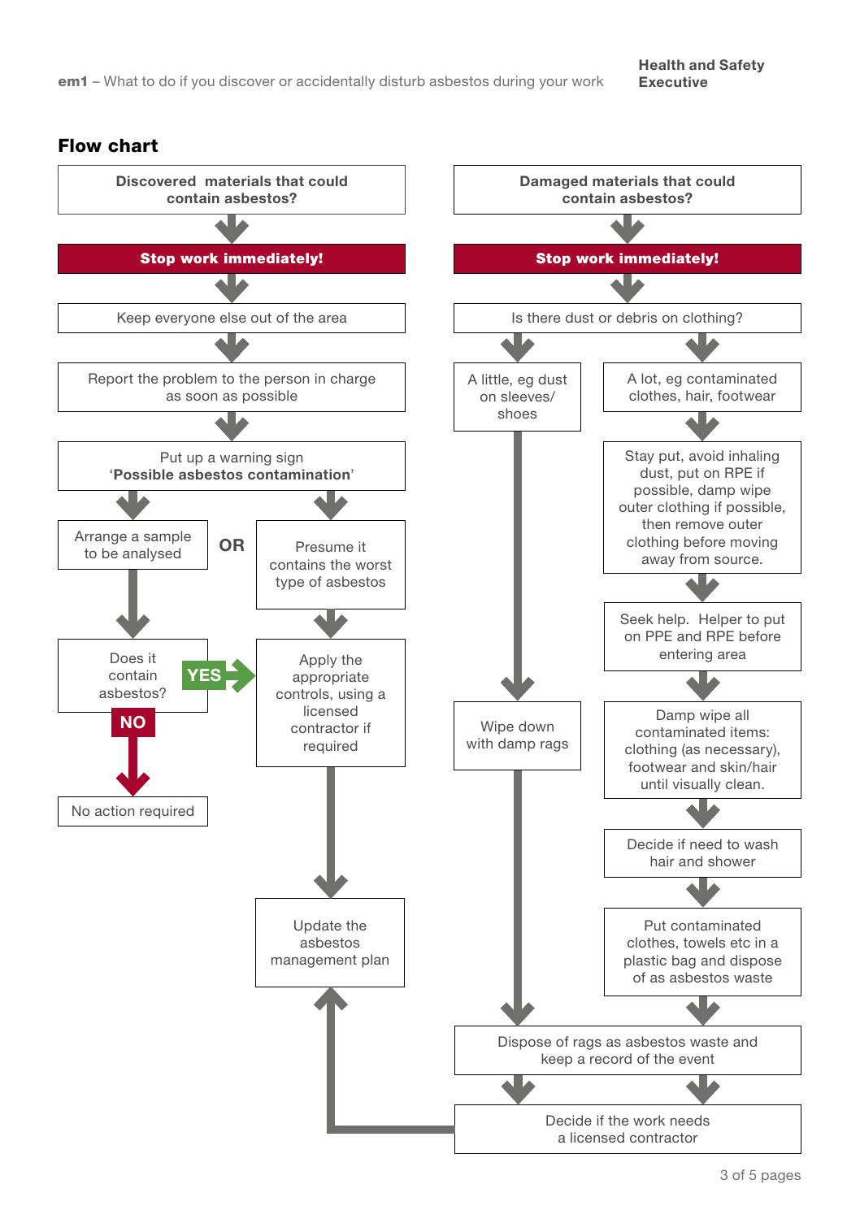## Flow chart

**Discovered materials that could contain asbestos?**

- **Stop work immediately!**
- Keep everyone else out of the area
- Report the problem to the person in charge as soon as possible
- Put up a warning sign '**Possible asbestos contamination**'
- Arrange a sample to be analysed **OR** Presume it contains the worst type of asbestos
  - Arrange a sample to be analysed → Does it contain asbestos?
    - **YES** → Apply the appropriate controls, using a licensed contractor if required
    - **NO** → No action required
  - Presume it contains the worst type of asbestos → Apply the appropriate controls, using a licensed contractor if required
- Apply the appropriate controls, using a licensed contractor if required → Update the asbestos management plan

**Damaged materials that could contain asbestos?**

- **Stop work immediately!**
- Is there dust or debris on clothing?
  - A little, eg dust on sleeves/ shoes
    - Wipe down with damp rags
  - A lot, eg contaminated clothes, hair, footwear
    - Stay put, avoid inhaling dust, put on RPE if possible, damp wipe outer clothing if possible, then remove outer clothing before moving away from source.
    - Seek help. Helper to put on PPE and RPE before entering area
    - Damp wipe all contaminated items: clothing (as necessary), footwear and skin/hair until visually clean.
    - Decide if need to wash hair and shower
    - Put contaminated clothes, towels etc in a plastic bag and dispose of as asbestos waste
- Dispose of rags as asbestos waste and keep a record of the event
- Decide if the work needs a licensed contractor → Update the asbestos management plan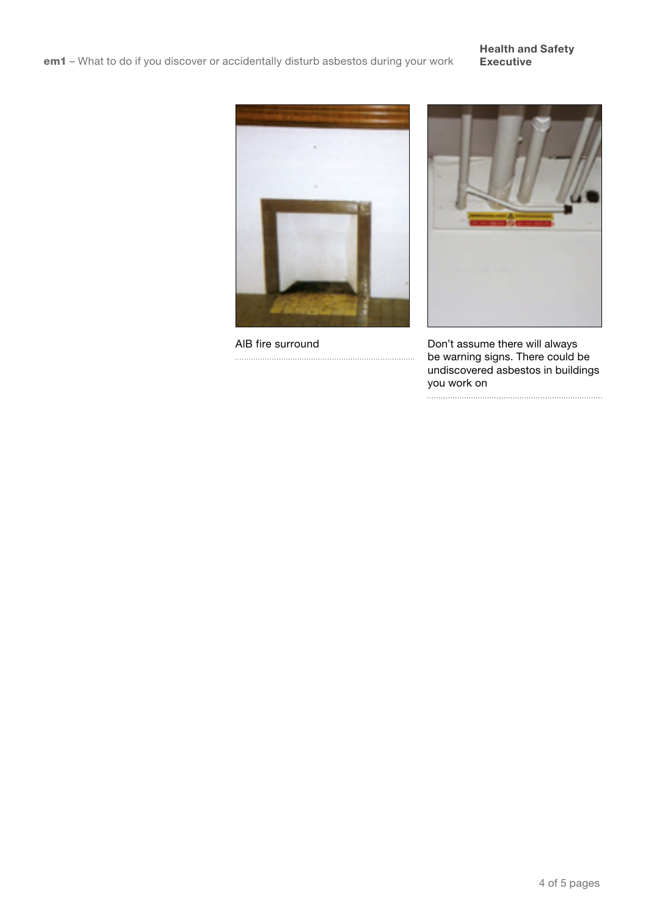AIB fire surround

Don't assume there will always be warning signs. There could be undiscovered asbestos in buildings you work on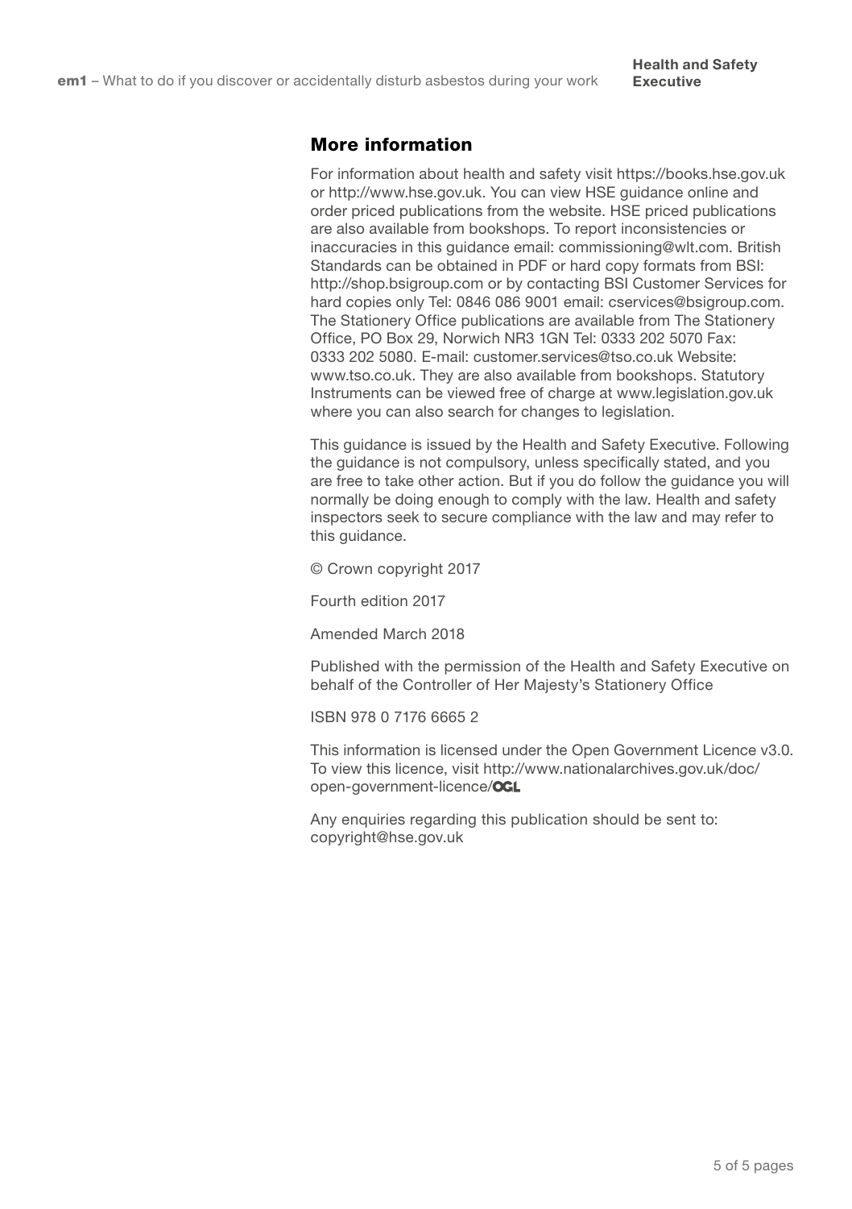## More information

For information about health and safety visit https://books.hse.gov.uk or http://www.hse.gov.uk. You can view HSE guidance online and order priced publications from the website. HSE priced publications are also available from bookshops. To report inconsistencies or inaccuracies in this guidance email: commissioning@wlt.com. British Standards can be obtained in PDF or hard copy formats from BSI: http://shop.bsigroup.com or by contacting BSI Customer Services for hard copies only Tel: 0846 086 9001 email: cservices@bsigroup.com. The Stationery Office publications are available from The Stationery Office, PO Box 29, Norwich NR3 1GN Tel: 0333 202 5070 Fax: 0333 202 5080. E-mail: customer.services@tso.co.uk Website: www.tso.co.uk. They are also available from bookshops. Statutory Instruments can be viewed free of charge at www.legislation.gov.uk where you can also search for changes to legislation.

This guidance is issued by the Health and Safety Executive. Following the guidance is not compulsory, unless specifically stated, and you are free to take other action. But if you do follow the guidance you will normally be doing enough to comply with the law. Health and safety inspectors seek to secure compliance with the law and may refer to this guidance.

© Crown copyright 2017

Fourth edition 2017

Amended March 2018

Published with the permission of the Health and Safety Executive on behalf of the Controller of Her Majesty's Stationery Office

ISBN 978 0 7176 6665 2

This information is licensed under the Open Government Licence v3.0. To view this licence, visit http://www.nationalarchives.gov.uk/doc/open-government-licence/OGL

Any enquiries regarding this publication should be sent to: copyright@hse.gov.uk